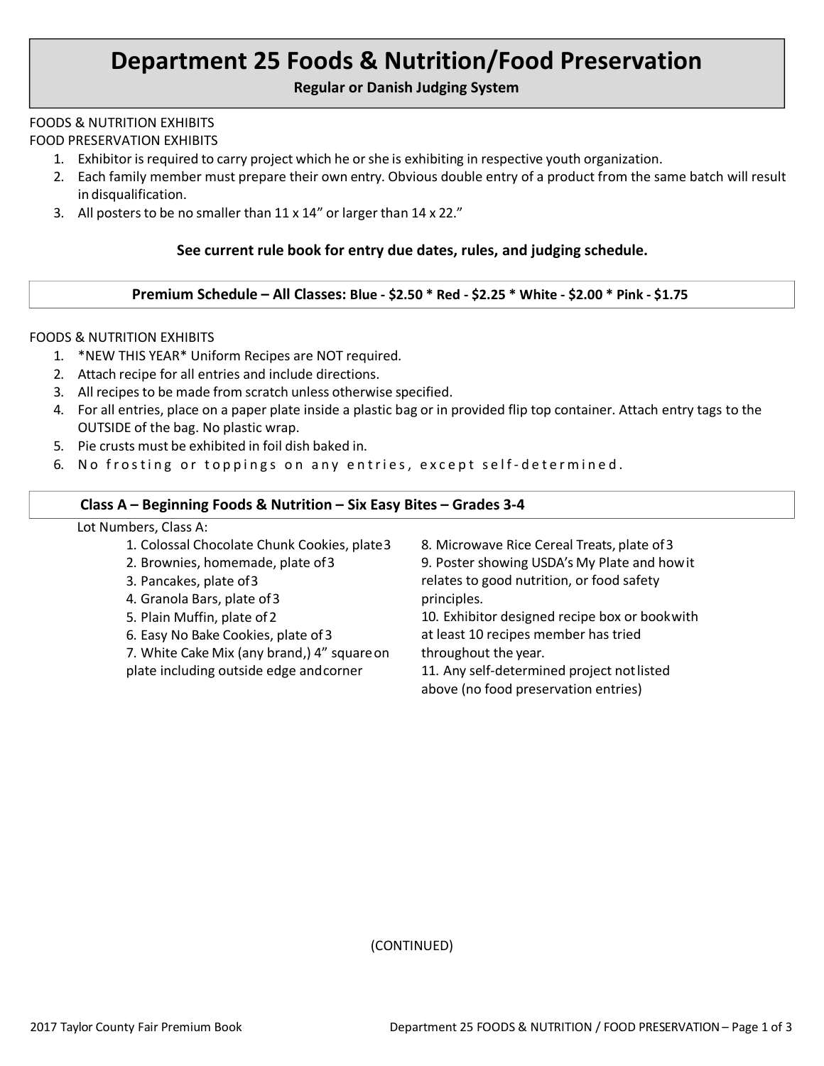# Department 25 Foods & Nutrition/Food Preservation

**Regular or Danish Judging System**

FOODS & NUTRITION EXHIBITS
FOOD PRESERVATION EXHIBITS

1. Exhibitor is required to carry project which he or she is exhibiting in respective youth organization.
2. Each family member must prepare their own entry. Obvious double entry of a product from the same batch will result in disqualification.
3. All posters to be no smaller than 11 x 14" or larger than 14 x 22."

**See current rule book for entry due dates, rules, and judging schedule.**

**Premium Schedule – All Classes:** **Blue - $2.50 * Red - $2.25 * White - $2.00 * Pink - $1.75**

FOODS & NUTRITION EXHIBITS

1. *NEW THIS YEAR* Uniform Recipes are NOT required.
2. Attach recipe for all entries and include directions.
3. All recipes to be made from scratch unless otherwise specified.
4. For all entries, place on a paper plate inside a plastic bag or in provided flip top container. Attach entry tags to the OUTSIDE of the bag. No plastic wrap.
5. Pie crusts must be exhibited in foil dish baked in.
6. No frosting or toppings on any entries, except self-determined.

## Class A – Beginning Foods & Nutrition – Six Easy Bites – Grades 3-4

Lot Numbers, Class A:

1. Colossal Chocolate Chunk Cookies, plate 3
2. Brownies, homemade, plate of 3
3. Pancakes, plate of 3
4. Granola Bars, plate of 3
5. Plain Muffin, plate of 2
6. Easy No Bake Cookies, plate of 3
7. White Cake Mix (any brand,) 4" square on plate including outside edge and corner
8. Microwave Rice Cereal Treats, plate of 3
9. Poster showing USDA's My Plate and how it relates to good nutrition, or food safety principles.
10. Exhibitor designed recipe box or book with at least 10 recipes member has tried throughout the year.
11. Any self-determined project not listed above (no food preservation entries)

(CONTINUED)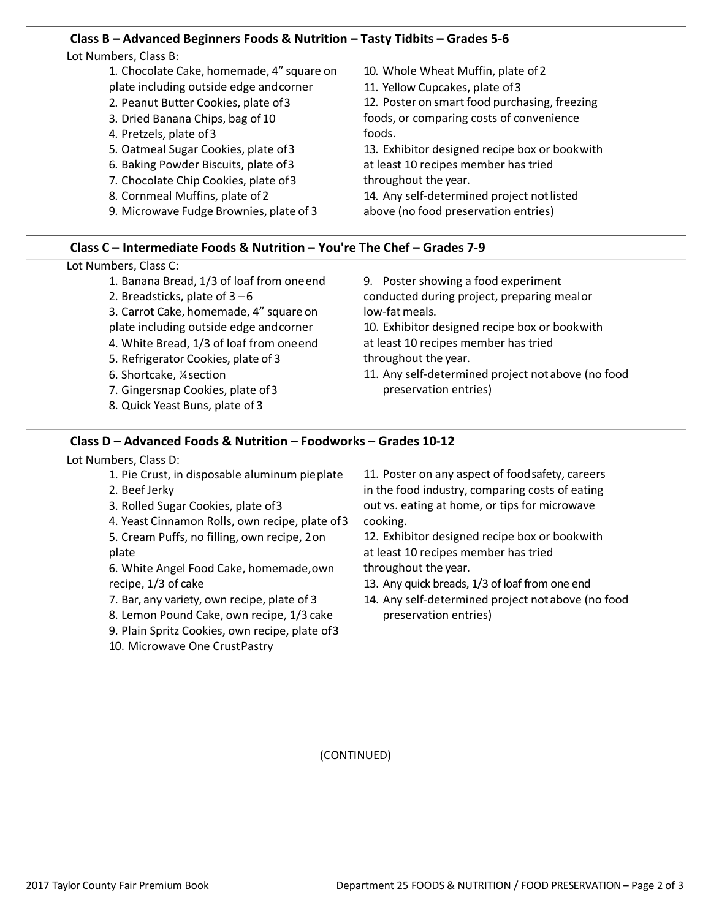## Class B – Advanced Beginners Foods & Nutrition – Tasty Tidbits – Grades 5-6

Lot Numbers, Class B:

1. Chocolate Cake, homemade, 4" square on plate including outside edge and corner
2. Peanut Butter Cookies, plate of 3
3. Dried Banana Chips, bag of 10
4. Pretzels, plate of 3
5. Oatmeal Sugar Cookies, plate of 3
6. Baking Powder Biscuits, plate of 3
7. Chocolate Chip Cookies, plate of 3
8. Cornmeal Muffins, plate of 2
9. Microwave Fudge Brownies, plate of 3
10. Whole Wheat Muffin, plate of 2
11. Yellow Cupcakes, plate of 3
12. Poster on smart food purchasing, freezing foods, or comparing costs of convenience foods.
13. Exhibitor designed recipe box or book with at least 10 recipes member has tried throughout the year.
14. Any self-determined project not listed above (no food preservation entries)

## Class C – Intermediate Foods & Nutrition – You're The Chef – Grades 7-9

Lot Numbers, Class C:

1. Banana Bread, 1/3 of loaf from one end
2. Breadsticks, plate of 3 – 6
3. Carrot Cake, homemade, 4" square on plate including outside edge and corner
4. White Bread, 1/3 of loaf from one end
5. Refrigerator Cookies, plate of 3
6. Shortcake, ¼ section
7. Gingersnap Cookies, plate of 3
8. Quick Yeast Buns, plate of 3
9. Poster showing a food experiment conducted during project, preparing meal or low-fat meals.
10. Exhibitor designed recipe box or book with at least 10 recipes member has tried throughout the year.
11. Any self-determined project not above (no food preservation entries)

## Class D – Advanced Foods & Nutrition – Foodworks – Grades 10-12

Lot Numbers, Class D:

1. Pie Crust, in disposable aluminum pie plate
2. Beef Jerky
3. Rolled Sugar Cookies, plate of 3
4. Yeast Cinnamon Rolls, own recipe, plate of 3
5. Cream Puffs, no filling, own recipe, 2 on plate
6. White Angel Food Cake, homemade, own recipe, 1/3 of cake
7. Bar, any variety, own recipe, plate of 3
8. Lemon Pound Cake, own recipe, 1/3 cake
9. Plain Spritz Cookies, own recipe, plate of 3
10. Microwave One Crust Pastry
11. Poster on any aspect of food safety, careers in the food industry, comparing costs of eating out vs. eating at home, or tips for microwave cooking.
12. Exhibitor designed recipe box or book with at least 10 recipes member has tried throughout the year.
13. Any quick breads, 1/3 of loaf from one end
14. Any self-determined project not above (no food preservation entries)

(CONTINUED)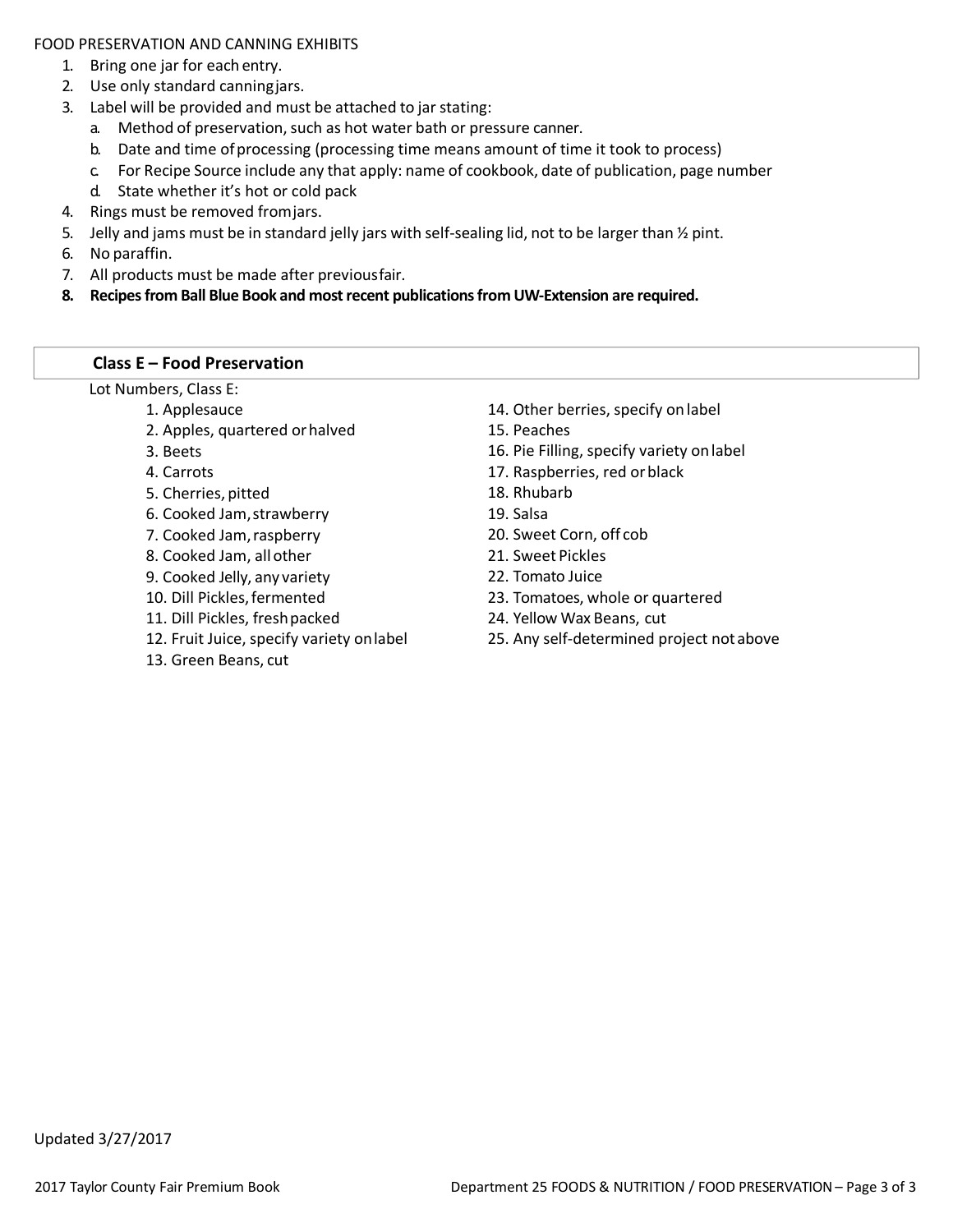FOOD PRESERVATION AND CANNING EXHIBITS

1. Bring one jar for each entry.
2. Use only standard canning jars.
3. Label will be provided and must be attached to jar stating:
   a. Method of preservation, such as hot water bath or pressure canner.
   b. Date and time of processing (processing time means amount of time it took to process)
   c. For Recipe Source include any that apply: name of cookbook, date of publication, page number
   d. State whether it's hot or cold pack
4. Rings must be removed from jars.
5. Jelly and jams must be in standard jelly jars with self-sealing lid, not to be larger than ½ pint.
6. No paraffin.
7. All products must be made after previous fair.
8. **Recipes from Ball Blue Book and most recent publications from UW-Extension are required.**

## Class E – Food Preservation

Lot Numbers, Class E:

1. Applesauce
2. Apples, quartered or halved
3. Beets
4. Carrots
5. Cherries, pitted
6. Cooked Jam, strawberry
7. Cooked Jam, raspberry
8. Cooked Jam, all other
9. Cooked Jelly, any variety
10. Dill Pickles, fermented
11. Dill Pickles, fresh packed
12. Fruit Juice, specify variety on label
13. Green Beans, cut
14. Other berries, specify on label
15. Peaches
16. Pie Filling, specify variety on label
17. Raspberries, red or black
18. Rhubarb
19. Salsa
20. Sweet Corn, off cob
21. Sweet Pickles
22. Tomato Juice
23. Tomatoes, whole or quartered
24. Yellow Wax Beans, cut
25. Any self-determined project not above

Updated 3/27/2017